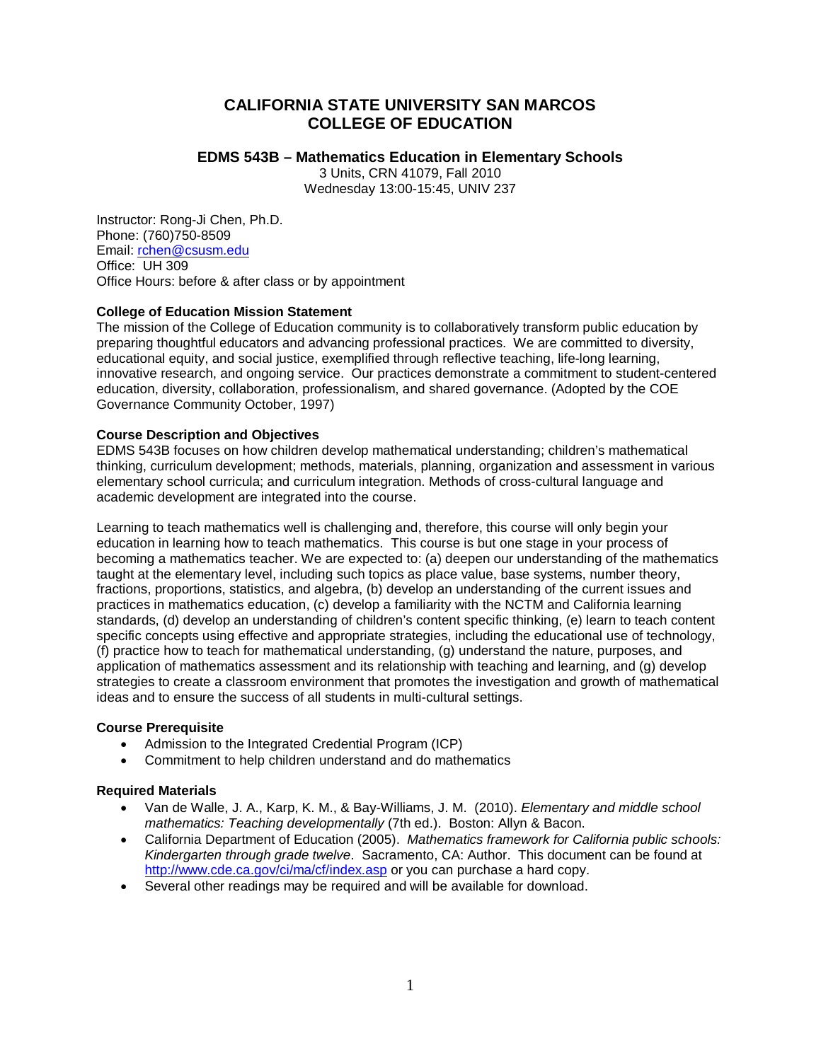# CALIFORNIA STATE UNIVERSITY SAN MARCOS
# COLLEGE OF EDUCATION

## EDMS 543B – Mathematics Education in Elementary Schools

3 Units, CRN 41079, Fall 2010
Wednesday 13:00-15:45, UNIV 237

Instructor: Rong-Ji Chen, Ph.D.
Phone: (760)750-8509
Email: rchen@csusm.edu
Office: UH 309
Office Hours: before & after class or by appointment

**College of Education Mission Statement**

The mission of the College of Education community is to collaboratively transform public education by preparing thoughtful educators and advancing professional practices. We are committed to diversity, educational equity, and social justice, exemplified through reflective teaching, life-long learning, innovative research, and ongoing service. Our practices demonstrate a commitment to student-centered education, diversity, collaboration, professionalism, and shared governance. (Adopted by the COE Governance Community October, 1997)

**Course Description and Objectives**

EDMS 543B focuses on how children develop mathematical understanding; children's mathematical thinking, curriculum development; methods, materials, planning, organization and assessment in various elementary school curricula; and curriculum integration. Methods of cross-cultural language and academic development are integrated into the course.

Learning to teach mathematics well is challenging and, therefore, this course will only begin your education in learning how to teach mathematics. This course is but one stage in your process of becoming a mathematics teacher. We are expected to: (a) deepen our understanding of the mathematics taught at the elementary level, including such topics as place value, base systems, number theory, fractions, proportions, statistics, and algebra, (b) develop an understanding of the current issues and practices in mathematics education, (c) develop a familiarity with the NCTM and California learning standards, (d) develop an understanding of children's content specific thinking, (e) learn to teach content specific concepts using effective and appropriate strategies, including the educational use of technology, (f) practice how to teach for mathematical understanding, (g) understand the nature, purposes, and application of mathematics assessment and its relationship with teaching and learning, and (g) develop strategies to create a classroom environment that promotes the investigation and growth of mathematical ideas and to ensure the success of all students in multi-cultural settings.

**Course Prerequisite**

- Admission to the Integrated Credential Program (ICP)
- Commitment to help children understand and do mathematics

**Required Materials**

- Van de Walle, J. A., Karp, K. M., & Bay-Williams, J. M. (2010). *Elementary and middle school mathematics: Teaching developmentally* (7th ed.). Boston: Allyn & Bacon.
- California Department of Education (2005). *Mathematics framework for California public schools: Kindergarten through grade twelve*. Sacramento, CA: Author. This document can be found at http://www.cde.ca.gov/ci/ma/cf/index.asp or you can purchase a hard copy.
- Several other readings may be required and will be available for download.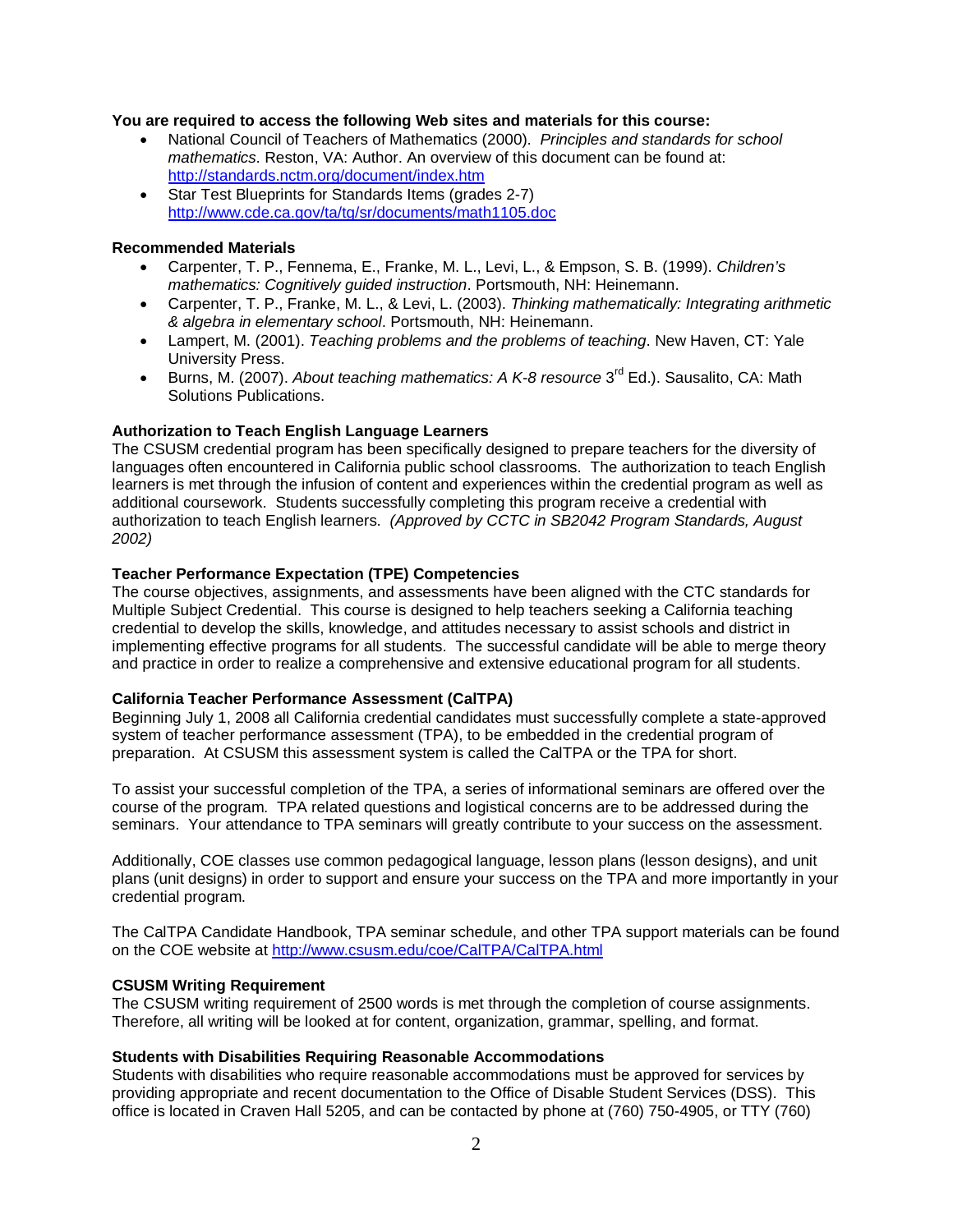**You are required to access the following Web sites and materials for this course:**

- National Council of Teachers of Mathematics (2000). *Principles and standards for school mathematics*. Reston, VA: Author. An overview of this document can be found at: http://standards.nctm.org/document/index.htm
- Star Test Blueprints for Standards Items (grades 2-7) http://www.cde.ca.gov/ta/tg/sr/documents/math1105.doc

**Recommended Materials**

- Carpenter, T. P., Fennema, E., Franke, M. L., Levi, L., & Empson, S. B. (1999). *Children's mathematics: Cognitively guided instruction*. Portsmouth, NH: Heinemann.
- Carpenter, T. P., Franke, M. L., & Levi, L. (2003). *Thinking mathematically: Integrating arithmetic & algebra in elementary school*. Portsmouth, NH: Heinemann.
- Lampert, M. (2001). *Teaching problems and the problems of teaching*. New Haven, CT: Yale University Press.
- Burns, M. (2007). *About teaching mathematics: A K-8 resource* 3rd Ed.). Sausalito, CA: Math Solutions Publications.

**Authorization to Teach English Language Learners**

The CSUSM credential program has been specifically designed to prepare teachers for the diversity of languages often encountered in California public school classrooms. The authorization to teach English learners is met through the infusion of content and experiences within the credential program as well as additional coursework. Students successfully completing this program receive a credential with authorization to teach English learners. *(Approved by CCTC in SB2042 Program Standards, August 2002)*

**Teacher Performance Expectation (TPE) Competencies**

The course objectives, assignments, and assessments have been aligned with the CTC standards for Multiple Subject Credential. This course is designed to help teachers seeking a California teaching credential to develop the skills, knowledge, and attitudes necessary to assist schools and district in implementing effective programs for all students. The successful candidate will be able to merge theory and practice in order to realize a comprehensive and extensive educational program for all students.

**California Teacher Performance Assessment (CalTPA)**

Beginning July 1, 2008 all California credential candidates must successfully complete a state-approved system of teacher performance assessment (TPA), to be embedded in the credential program of preparation. At CSUSM this assessment system is called the CalTPA or the TPA for short.

To assist your successful completion of the TPA, a series of informational seminars are offered over the course of the program. TPA related questions and logistical concerns are to be addressed during the seminars. Your attendance to TPA seminars will greatly contribute to your success on the assessment.

Additionally, COE classes use common pedagogical language, lesson plans (lesson designs), and unit plans (unit designs) in order to support and ensure your success on the TPA and more importantly in your credential program.

The CalTPA Candidate Handbook, TPA seminar schedule, and other TPA support materials can be found on the COE website at http://www.csusm.edu/coe/CalTPA/CalTPA.html

**CSUSM Writing Requirement**

The CSUSM writing requirement of 2500 words is met through the completion of course assignments. Therefore, all writing will be looked at for content, organization, grammar, spelling, and format.

**Students with Disabilities Requiring Reasonable Accommodations**

Students with disabilities who require reasonable accommodations must be approved for services by providing appropriate and recent documentation to the Office of Disable Student Services (DSS). This office is located in Craven Hall 5205, and can be contacted by phone at (760) 750-4905, or TTY (760)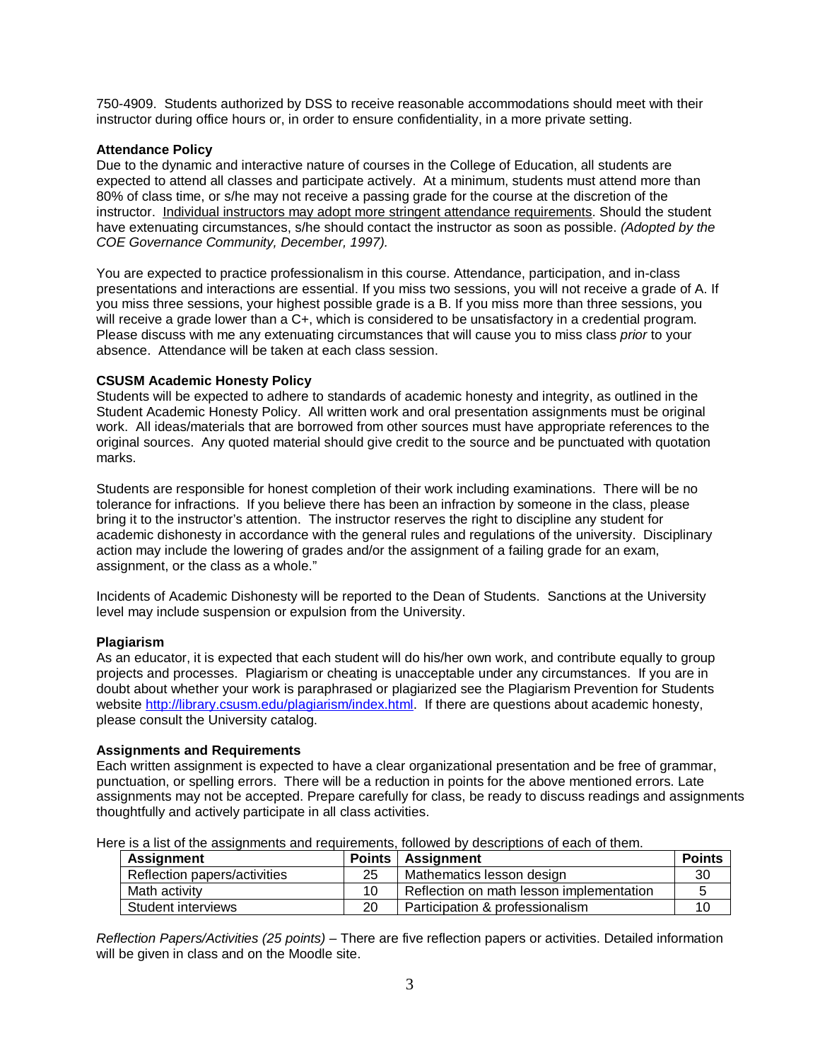750-4909. Students authorized by DSS to receive reasonable accommodations should meet with their instructor during office hours or, in order to ensure confidentiality, in a more private setting.

**Attendance Policy**

Due to the dynamic and interactive nature of courses in the College of Education, all students are expected to attend all classes and participate actively. At a minimum, students must attend more than 80% of class time, or s/he may not receive a passing grade for the course at the discretion of the instructor. Individual instructors may adopt more stringent attendance requirements. Should the student have extenuating circumstances, s/he should contact the instructor as soon as possible. *(Adopted by the COE Governance Community, December, 1997).*

You are expected to practice professionalism in this course. Attendance, participation, and in-class presentations and interactions are essential. If you miss two sessions, you will not receive a grade of A. If you miss three sessions, your highest possible grade is a B. If you miss more than three sessions, you will receive a grade lower than a C+, which is considered to be unsatisfactory in a credential program. Please discuss with me any extenuating circumstances that will cause you to miss class *prior* to your absence. Attendance will be taken at each class session.

**CSUSM Academic Honesty Policy**

Students will be expected to adhere to standards of academic honesty and integrity, as outlined in the Student Academic Honesty Policy. All written work and oral presentation assignments must be original work. All ideas/materials that are borrowed from other sources must have appropriate references to the original sources. Any quoted material should give credit to the source and be punctuated with quotation marks.

Students are responsible for honest completion of their work including examinations. There will be no tolerance for infractions. If you believe there has been an infraction by someone in the class, please bring it to the instructor's attention. The instructor reserves the right to discipline any student for academic dishonesty in accordance with the general rules and regulations of the university. Disciplinary action may include the lowering of grades and/or the assignment of a failing grade for an exam, assignment, or the class as a whole."

Incidents of Academic Dishonesty will be reported to the Dean of Students. Sanctions at the University level may include suspension or expulsion from the University.

**Plagiarism**

As an educator, it is expected that each student will do his/her own work, and contribute equally to group projects and processes. Plagiarism or cheating is unacceptable under any circumstances. If you are in doubt about whether your work is paraphrased or plagiarized see the Plagiarism Prevention for Students website http://library.csusm.edu/plagiarism/index.html. If there are questions about academic honesty, please consult the University catalog.

**Assignments and Requirements**

Each written assignment is expected to have a clear organizational presentation and be free of grammar, punctuation, or spelling errors. There will be a reduction in points for the above mentioned errors. Late assignments may not be accepted. Prepare carefully for class, be ready to discuss readings and assignments thoughtfully and actively participate in all class activities.

Here is a list of the assignments and requirements, followed by descriptions of each of them.

| Assignment | Points | Assignment | Points |
|---|---|---|---|
| Reflection papers/activities | 25 | Mathematics lesson design | 30 |
| Math activity | 10 | Reflection on math lesson implementation | 5 |
| Student interviews | 20 | Participation & professionalism | 10 |

*Reflection Papers/Activities (25 points)* – There are five reflection papers or activities. Detailed information will be given in class and on the Moodle site.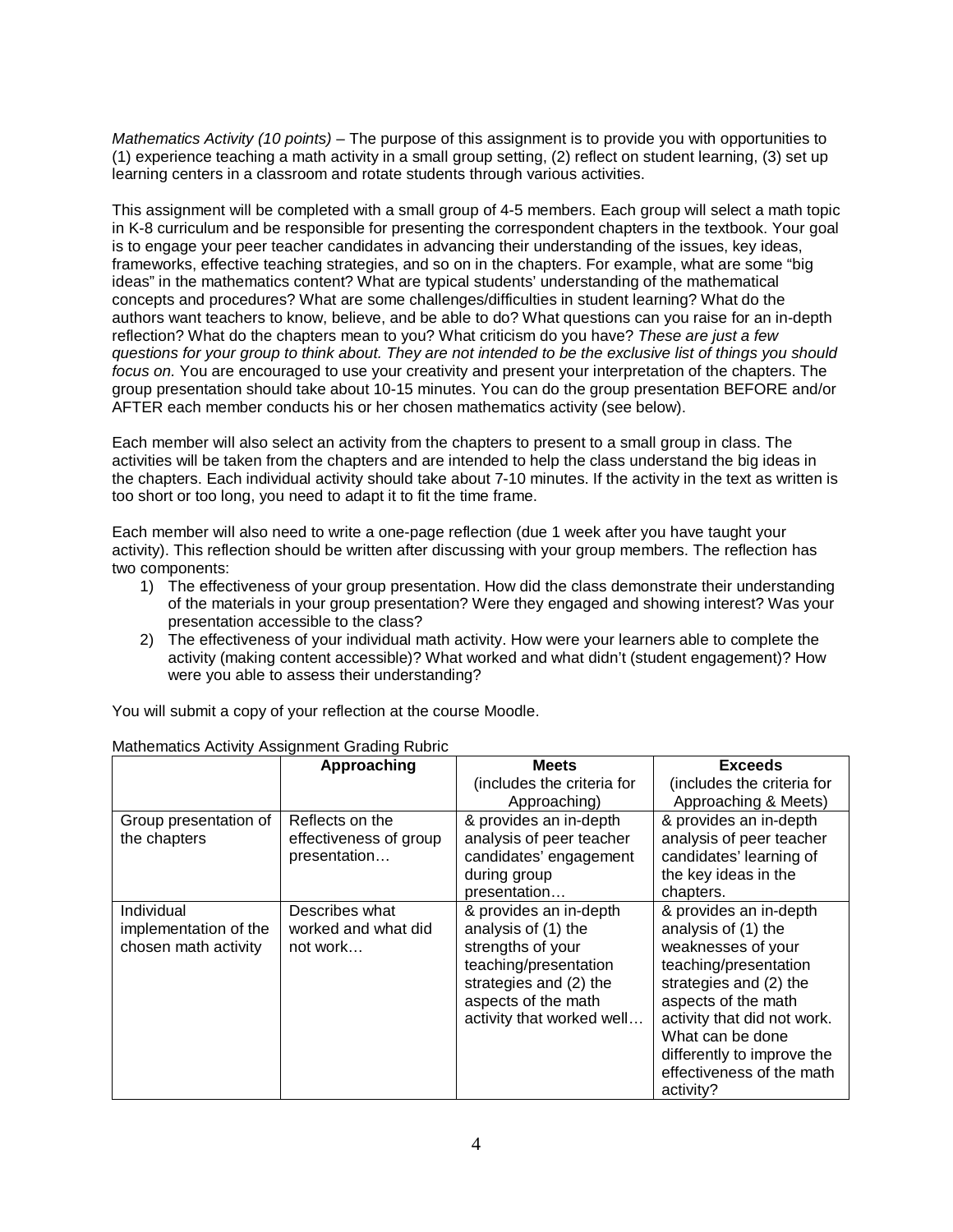*Mathematics Activity (10 points)* – The purpose of this assignment is to provide you with opportunities to (1) experience teaching a math activity in a small group setting, (2) reflect on student learning, (3) set up learning centers in a classroom and rotate students through various activities.

This assignment will be completed with a small group of 4-5 members. Each group will select a math topic in K-8 curriculum and be responsible for presenting the correspondent chapters in the textbook. Your goal is to engage your peer teacher candidates in advancing their understanding of the issues, key ideas, frameworks, effective teaching strategies, and so on in the chapters. For example, what are some "big ideas" in the mathematics content? What are typical students' understanding of the mathematical concepts and procedures? What are some challenges/difficulties in student learning? What do the authors want teachers to know, believe, and be able to do? What questions can you raise for an in-depth reflection? What do the chapters mean to you? What criticism do you have? *These are just a few questions for your group to think about. They are not intended to be the exclusive list of things you should focus on.* You are encouraged to use your creativity and present your interpretation of the chapters. The group presentation should take about 10-15 minutes. You can do the group presentation BEFORE and/or AFTER each member conducts his or her chosen mathematics activity (see below).

Each member will also select an activity from the chapters to present to a small group in class. The activities will be taken from the chapters and are intended to help the class understand the big ideas in the chapters. Each individual activity should take about 7-10 minutes. If the activity in the text as written is too short or too long, you need to adapt it to fit the time frame.

Each member will also need to write a one-page reflection (due 1 week after you have taught your activity). This reflection should be written after discussing with your group members. The reflection has two components:

1) The effectiveness of your group presentation. How did the class demonstrate their understanding of the materials in your group presentation? Were they engaged and showing interest? Was your presentation accessible to the class?
2) The effectiveness of your individual math activity. How were your learners able to complete the activity (making content accessible)? What worked and what didn't (student engagement)? How were you able to assess their understanding?

You will submit a copy of your reflection at the course Moodle.

Mathematics Activity Assignment Grading Rubric

| | **Approaching** | **Meets** (includes the criteria for Approaching) | **Exceeds** (includes the criteria for Approaching & Meets) |
|---|---|---|---|
| Group presentation of the chapters | Reflects on the effectiveness of group presentation… | & provides an in-depth analysis of peer teacher candidates' engagement during group presentation… | & provides an in-depth analysis of peer teacher candidates' learning of the key ideas in the chapters. |
| Individual implementation of the chosen math activity | Describes what worked and what did not work… | & provides an in-depth analysis of (1) the strengths of your teaching/presentation strategies and (2) the aspects of the math activity that worked well… | & provides an in-depth analysis of (1) the weaknesses of your teaching/presentation strategies and (2) the aspects of the math activity that did not work. What can be done differently to improve the effectiveness of the math activity? |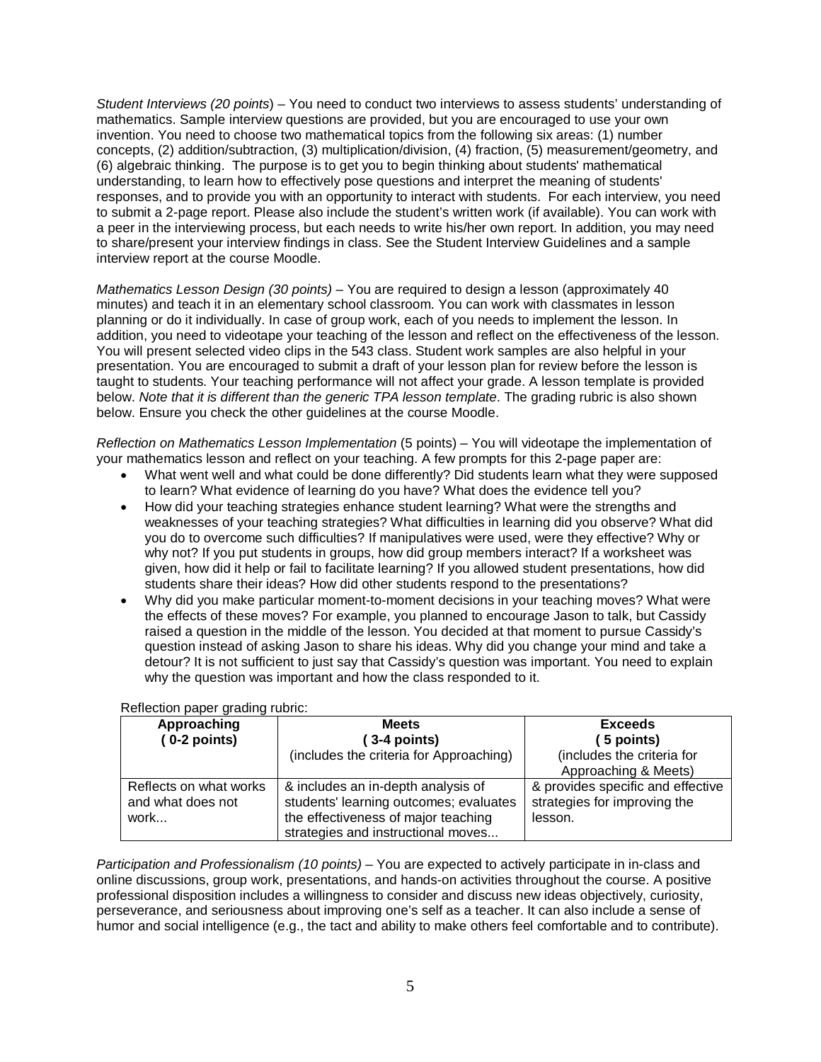*Student Interviews (20 points*) – You need to conduct two interviews to assess students' understanding of mathematics. Sample interview questions are provided, but you are encouraged to use your own invention. You need to choose two mathematical topics from the following six areas: (1) number concepts, (2) addition/subtraction, (3) multiplication/division, (4) fraction, (5) measurement/geometry, and (6) algebraic thinking. The purpose is to get you to begin thinking about students' mathematical understanding, to learn how to effectively pose questions and interpret the meaning of students' responses, and to provide you with an opportunity to interact with students. For each interview, you need to submit a 2-page report. Please also include the student's written work (if available). You can work with a peer in the interviewing process, but each needs to write his/her own report. In addition, you may need to share/present your interview findings in class. See the Student Interview Guidelines and a sample interview report at the course Moodle.

*Mathematics Lesson Design (30 points)* – You are required to design a lesson (approximately 40 minutes) and teach it in an elementary school classroom. You can work with classmates in lesson planning or do it individually. In case of group work, each of you needs to implement the lesson. In addition, you need to videotape your teaching of the lesson and reflect on the effectiveness of the lesson. You will present selected video clips in the 543 class. Student work samples are also helpful in your presentation. You are encouraged to submit a draft of your lesson plan for review before the lesson is taught to students. Your teaching performance will not affect your grade. A lesson template is provided below. *Note that it is different than the generic TPA lesson template*. The grading rubric is also shown below. Ensure you check the other guidelines at the course Moodle.

*Reflection on Mathematics Lesson Implementation* (5 points) – You will videotape the implementation of your mathematics lesson and reflect on your teaching. A few prompts for this 2-page paper are:

- What went well and what could be done differently? Did students learn what they were supposed to learn? What evidence of learning do you have? What does the evidence tell you?
- How did your teaching strategies enhance student learning? What were the strengths and weaknesses of your teaching strategies? What difficulties in learning did you observe? What did you do to overcome such difficulties? If manipulatives were used, were they effective? Why or why not? If you put students in groups, how did group members interact? If a worksheet was given, how did it help or fail to facilitate learning? If you allowed student presentations, how did students share their ideas? How did other students respond to the presentations?
- Why did you make particular moment-to-moment decisions in your teaching moves? What were the effects of these moves? For example, you planned to encourage Jason to talk, but Cassidy raised a question in the middle of the lesson. You decided at that moment to pursue Cassidy's question instead of asking Jason to share his ideas. Why did you change your mind and take a detour? It is not sufficient to just say that Cassidy's question was important. You need to explain why the question was important and how the class responded to it.

Reflection paper grading rubric:

| **Approaching** **( 0-2 points)** | **Meets** **( 3-4 points)** (includes the criteria for Approaching) | **Exceeds** **( 5 points)** (includes the criteria for Approaching & Meets) |
|---|---|---|
| Reflects on what works and what does not work... | & includes an in-depth analysis of students' learning outcomes; evaluates the effectiveness of major teaching strategies and instructional moves... | & provides specific and effective strategies for improving the lesson. |

*Participation and Professionalism (10 points)* – You are expected to actively participate in in-class and online discussions, group work, presentations, and hands-on activities throughout the course. A positive professional disposition includes a willingness to consider and discuss new ideas objectively, curiosity, perseverance, and seriousness about improving one's self as a teacher. It can also include a sense of humor and social intelligence (e.g., the tact and ability to make others feel comfortable and to contribute).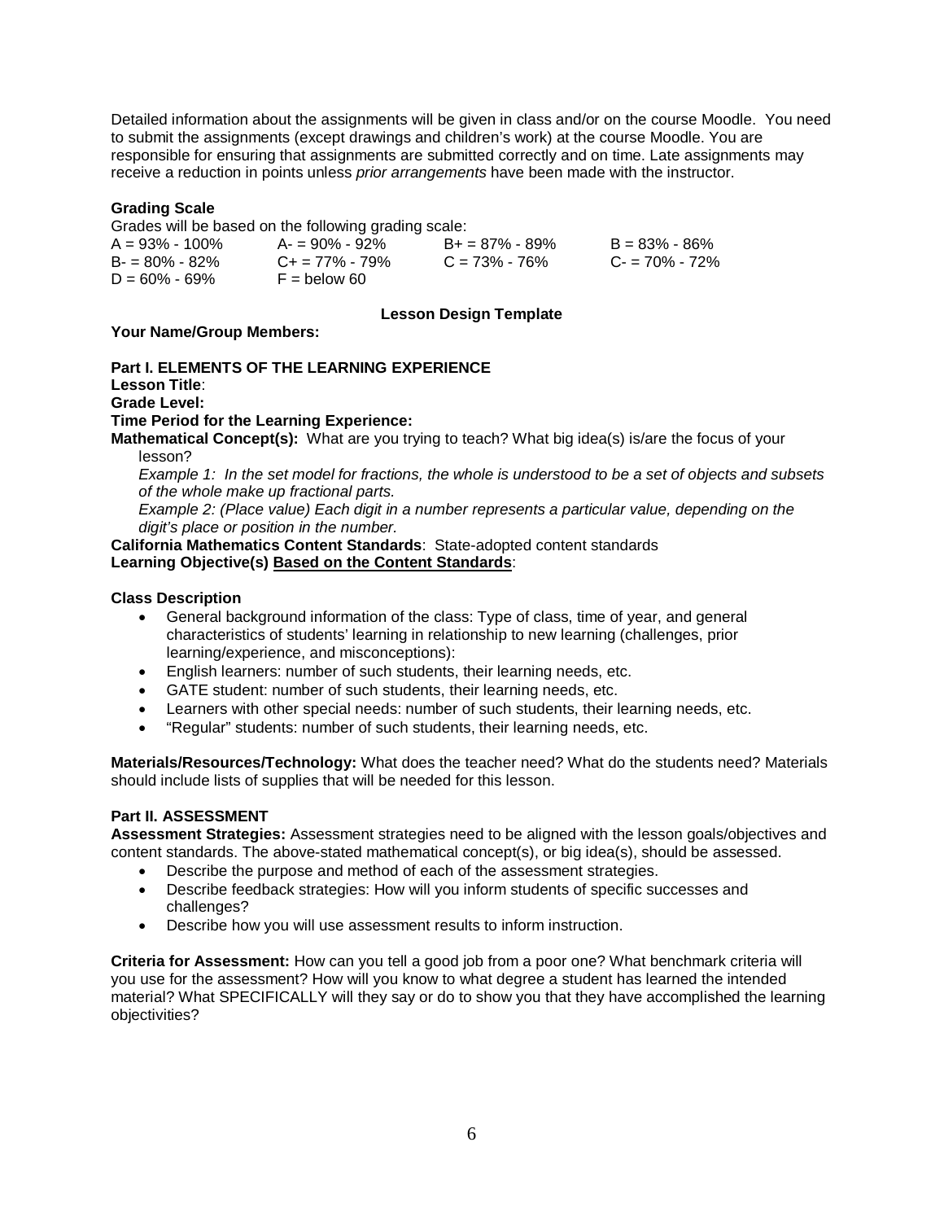Detailed information about the assignments will be given in class and/or on the course Moodle. You need to submit the assignments (except drawings and children's work) at the course Moodle. You are responsible for ensuring that assignments are submitted correctly and on time. Late assignments may receive a reduction in points unless *prior arrangements* have been made with the instructor.

**Grading Scale**

Grades will be based on the following grading scale:

| | | | |
|---|---|---|---|
| A = 93% - 100% | A- = 90% - 92% | B+ = 87% - 89% | B = 83% - 86% |
| B- = 80% - 82% | C+ = 77% - 79% | C = 73% - 76% | C- = 70% - 72% |
| D = 60% - 69% | F = below 60 | | |

**Lesson Design Template**

**Your Name/Group Members:**

**Part I. ELEMENTS OF THE LEARNING EXPERIENCE**

**Lesson Title**:

**Grade Level:**

**Time Period for the Learning Experience:**

**Mathematical Concept(s):** What are you trying to teach? What big idea(s) is/are the focus of your lesson?

*Example 1: In the set model for fractions, the whole is understood to be a set of objects and subsets of the whole make up fractional parts.*

*Example 2: (Place value) Each digit in a number represents a particular value, depending on the digit's place or position in the number.*

**California Mathematics Content Standards**: State-adopted content standards

**Learning Objective(s) <u>Based on the Content Standards</u>**:

**Class Description**

- General background information of the class: Type of class, time of year, and general characteristics of students' learning in relationship to new learning (challenges, prior learning/experience, and misconceptions):
- English learners: number of such students, their learning needs, etc.
- GATE student: number of such students, their learning needs, etc.
- Learners with other special needs: number of such students, their learning needs, etc.
- "Regular" students: number of such students, their learning needs, etc.

**Materials/Resources/Technology:** What does the teacher need? What do the students need? Materials should include lists of supplies that will be needed for this lesson.

**Part II. ASSESSMENT**

**Assessment Strategies:** Assessment strategies need to be aligned with the lesson goals/objectives and content standards. The above-stated mathematical concept(s), or big idea(s), should be assessed.

- Describe the purpose and method of each of the assessment strategies.
- Describe feedback strategies: How will you inform students of specific successes and challenges?
- Describe how you will use assessment results to inform instruction.

**Criteria for Assessment:** How can you tell a good job from a poor one? What benchmark criteria will you use for the assessment? How will you know to what degree a student has learned the intended material? What SPECIFICALLY will they say or do to show you that they have accomplished the learning objectivities?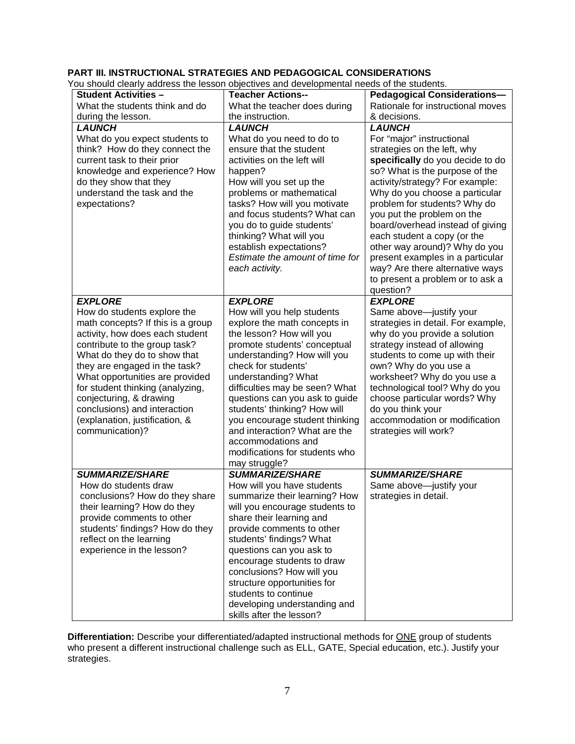## PART III. INSTRUCTIONAL STRATEGIES AND PEDAGOGICAL CONSIDERATIONS

You should clearly address the lesson objectives and developmental needs of the students.

| **Student Activities –** What the students think and do during the lesson. | **Teacher Actions--** What the teacher does during the instruction. | **Pedagogical Considerations—** Rationale for instructional moves & decisions. |
|---|---|---|
| ***LAUNCH*** What do you expect students to think? How do they connect the current task to their prior knowledge and experience? How do they show that they understand the task and the expectations? | ***LAUNCH*** What do you need to do to ensure that the student activities on the left will happen? How will you set up the problems or mathematical tasks? How will you motivate and focus students? What can you do to guide students' thinking? What will you establish expectations? *Estimate the amount of time for each activity.* | ***LAUNCH*** For "major" instructional strategies on the left, why **specifically** do you decide to do so? What is the purpose of the activity/strategy? For example: Why do you choose a particular problem for students? Why do you put the problem on the board/overhead instead of giving each student a copy (or the other way around)? Why do you present examples in a particular way? Are there alternative ways to present a problem or to ask a question? |
| ***EXPLORE*** How do students explore the math concepts? If this is a group activity, how does each student contribute to the group task? What do they do to show that they are engaged in the task? What opportunities are provided for student thinking (analyzing, conjecturing, & drawing conclusions) and interaction (explanation, justification, & communication)? | ***EXPLORE*** How will you help students explore the math concepts in the lesson? How will you promote students' conceptual understanding? How will you check for students' understanding? What difficulties may be seen? What questions can you ask to guide students' thinking? How will you encourage student thinking and interaction? What are the accommodations and modifications for students who may struggle? | ***EXPLORE*** Same above—justify your strategies in detail. For example, why do you provide a solution strategy instead of allowing students to come up with their own? Why do you use a worksheet? Why do you use a technological tool? Why do you choose particular words? Why do you think your accommodation or modification strategies will work? |
| ***SUMMARIZE/SHARE*** How do students draw conclusions? How do they share their learning? How do they provide comments to other students' findings? How do they reflect on the learning experience in the lesson? | ***SUMMARIZE/SHARE*** How will you have students summarize their learning? How will you encourage students to share their learning and provide comments to other students' findings? What questions can you ask to encourage students to draw conclusions? How will you structure opportunities for students to continue developing understanding and skills after the lesson? | ***SUMMARIZE/SHARE*** Same above—justify your strategies in detail. |

**Differentiation:** Describe your differentiated/adapted instructional methods for ONE group of students who present a different instructional challenge such as ELL, GATE, Special education, etc.). Justify your strategies.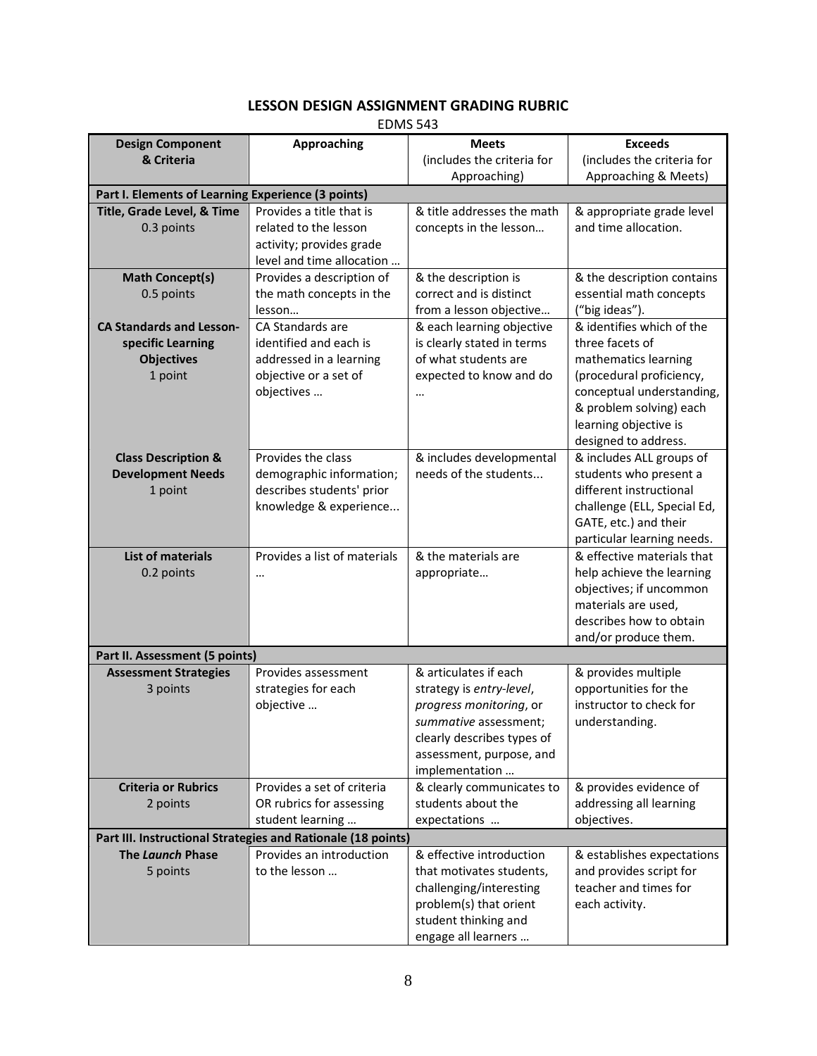## LESSON DESIGN ASSIGNMENT GRADING RUBRIC

EDMS 543

| Design Component & Criteria | Approaching | Meets (includes the criteria for Approaching) | Exceeds (includes the criteria for Approaching & Meets) |
|---|---|---|---|
| **Part I. Elements of Learning Experience (3 points)** | | | |
| **Title, Grade Level, & Time** 0.3 points | Provides a title that is related to the lesson activity; provides grade level and time allocation … | & title addresses the math concepts in the lesson… | & appropriate grade level and time allocation. |
| **Math Concept(s)** 0.5 points | Provides a description of the math concepts in the lesson… | & the description is correct and is distinct from a lesson objective… | & the description contains essential math concepts ("big ideas"). |
| **CA Standards and Lesson-specific Learning Objectives** 1 point | CA Standards are identified and each is addressed in a learning objective or a set of objectives … | & each learning objective is clearly stated in terms of what students are expected to know and do … | & identifies which of the three facets of mathematics learning (procedural proficiency, conceptual understanding, & problem solving) each learning objective is designed to address. |
| **Class Description & Development Needs** 1 point | Provides the class demographic information; describes students' prior knowledge & experience... | & includes developmental needs of the students... | & includes ALL groups of students who present a different instructional challenge (ELL, Special Ed, GATE, etc.) and their particular learning needs. |
| **List of materials** 0.2 points | Provides a list of materials … | & the materials are appropriate… | & effective materials that help achieve the learning objectives; if uncommon materials are used, describes how to obtain and/or produce them. |
| **Part II. Assessment (5 points)** | | | |
| **Assessment Strategies** 3 points | Provides assessment strategies for each objective … | & articulates if each strategy is *entry-level*, *progress monitoring*, or *summative* assessment; clearly describes types of assessment, purpose, and implementation … | & provides multiple opportunities for the instructor to check for understanding. |
| **Criteria or Rubrics** 2 points | Provides a set of criteria OR rubrics for assessing student learning … | & clearly communicates to students about the expectations … | & provides evidence of addressing all learning objectives. |
| **Part III. Instructional Strategies and Rationale (18 points)** | | | |
| **The *Launch* Phase** 5 points | Provides an introduction to the lesson … | & effective introduction that motivates students, challenging/interesting problem(s) that orient student thinking and engage all learners … | & establishes expectations and provides script for teacher and times for each activity. |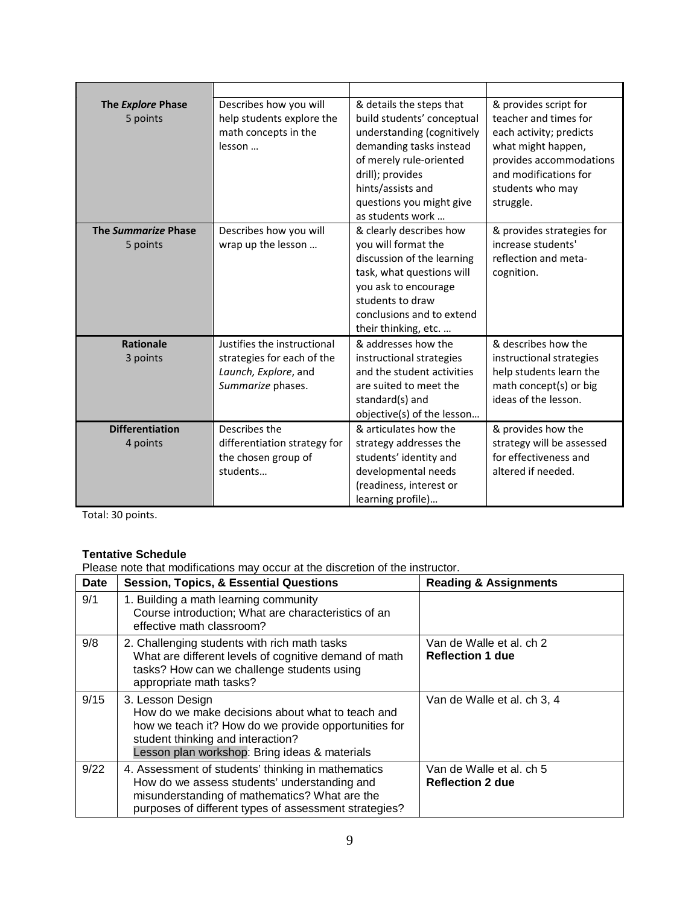| | | | |
|---|---|---|---|
| **The *Explore* Phase**<br>5 points | Describes how you will help students explore the math concepts in the lesson … | & details the steps that build students' conceptual understanding (cognitively demanding tasks instead of merely rule-oriented drill); provides hints/assists and questions you might give as students work … | & provides script for teacher and times for each activity; predicts what might happen, provides accommodations and modifications for students who may struggle. |
| **The *Summarize* Phase**<br>5 points | Describes how you will wrap up the lesson … | & clearly describes how you will format the discussion of the learning task, what questions will you ask to encourage students to draw conclusions and to extend their thinking, etc. … | & provides strategies for increase students' reflection and meta-cognition. |
| **Rationale**<br>3 points | Justifies the instructional strategies for each of the *Launch*, *Explore*, and *Summarize* phases. | & addresses how the instructional strategies and the student activities are suited to meet the standard(s) and objective(s) of the lesson… | & describes how the instructional strategies help students learn the math concept(s) or big ideas of the lesson. |
| **Differentiation**<br>4 points | Describes the differentiation strategy for the chosen group of students… | & articulates how the strategy addresses the students' identity and developmental needs (readiness, interest or learning profile)… | & provides how the strategy will be assessed for effectiveness and altered if needed. |

Total: 30 points.

**Tentative Schedule**

Please note that modifications may occur at the discretion of the instructor.

| Date | Session, Topics, & Essential Questions | Reading & Assignments |
|---|---|---|
| 9/1 | 1. Building a math learning community<br>Course introduction; What are characteristics of an effective math classroom? | |
| 9/8 | 2. Challenging students with rich math tasks<br>What are different levels of cognitive demand of math tasks? How can we challenge students using appropriate math tasks? | Van de Walle et al. ch 2<br>**Reflection 1 due** |
| 9/15 | 3. Lesson Design<br>How do we make decisions about what to teach and how we teach it? How do we provide opportunities for student thinking and interaction?<br>Lesson plan workshop: Bring ideas & materials | Van de Walle et al. ch 3, 4 |
| 9/22 | 4. Assessment of students' thinking in mathematics<br>How do we assess students' understanding and misunderstanding of mathematics? What are the purposes of different types of assessment strategies? | Van de Walle et al. ch 5<br>**Reflection 2 due** |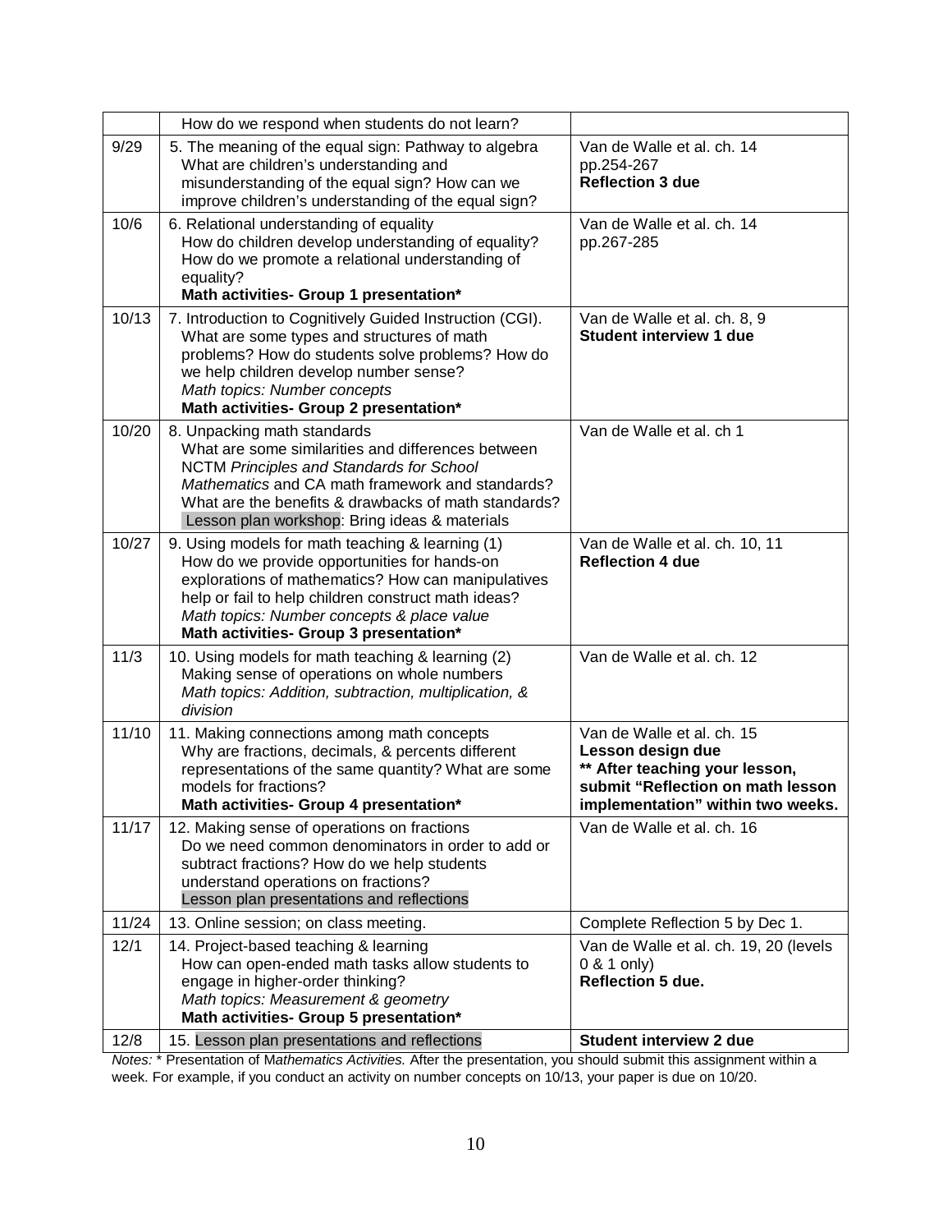| | | |
|---|---|---|
| | How do we respond when students do not learn? | |
| 9/29 | 5. The meaning of the equal sign: Pathway to algebra<br>What are children's understanding and misunderstanding of the equal sign? How can we improve children's understanding of the equal sign? | Van de Walle et al. ch. 14<br>pp.254-267<br>**Reflection 3 due** |
| 10/6 | 6. Relational understanding of equality<br>How do children develop understanding of equality? How do we promote a relational understanding of equality?<br>**Math activities- Group 1 presentation*** | Van de Walle et al. ch. 14<br>pp.267-285 |
| 10/13 | 7. Introduction to Cognitively Guided Instruction (CGI).<br>What are some types and structures of math problems? How do students solve problems? How do we help children develop number sense?<br>*Math topics: Number concepts*<br>**Math activities- Group 2 presentation*** | Van de Walle et al. ch. 8, 9<br>**Student interview 1 due** |
| 10/20 | 8. Unpacking math standards<br>What are some similarities and differences between NCTM *Principles and Standards for School Mathematics* and CA math framework and standards? What are the benefits & drawbacks of math standards?<br>Lesson plan workshop: Bring ideas & materials | Van de Walle et al. ch 1 |
| 10/27 | 9. Using models for math teaching & learning (1)<br>How do we provide opportunities for hands-on explorations of mathematics? How can manipulatives help or fail to help children construct math ideas?<br>*Math topics: Number concepts & place value*<br>**Math activities- Group 3 presentation*** | Van de Walle et al. ch. 10, 11<br>**Reflection 4 due** |
| 11/3 | 10. Using models for math teaching & learning (2)<br>Making sense of operations on whole numbers<br>*Math topics: Addition, subtraction, multiplication, & division* | Van de Walle et al. ch. 12 |
| 11/10 | 11. Making connections among math concepts<br>Why are fractions, decimals, & percents different representations of the same quantity? What are some models for fractions?<br>**Math activities- Group 4 presentation*** | Van de Walle et al. ch. 15<br>**Lesson design due**<br>**** After teaching your lesson, submit "Reflection on math lesson implementation" within two weeks.** |
| 11/17 | 12. Making sense of operations on fractions<br>Do we need common denominators in order to add or subtract fractions? How do we help students understand operations on fractions?<br>Lesson plan presentations and reflections | Van de Walle et al. ch. 16 |
| 11/24 | 13. Online session; on class meeting. | Complete Reflection 5 by Dec 1. |
| 12/1 | 14. Project-based teaching & learning<br>How can open-ended math tasks allow students to engage in higher-order thinking?<br>*Math topics: Measurement & geometry*<br>**Math activities- Group 5 presentation*** | Van de Walle et al. ch. 19, 20 (levels 0 & 1 only)<br>**Reflection 5 due.** |
| 12/8 | 15. Lesson plan presentations and reflections | **Student interview 2 due** |

*Notes:* * Presentation of M*athematics Activities.* After the presentation, you should submit this assignment within a week. For example, if you conduct an activity on number concepts on 10/13, your paper is due on 10/20.